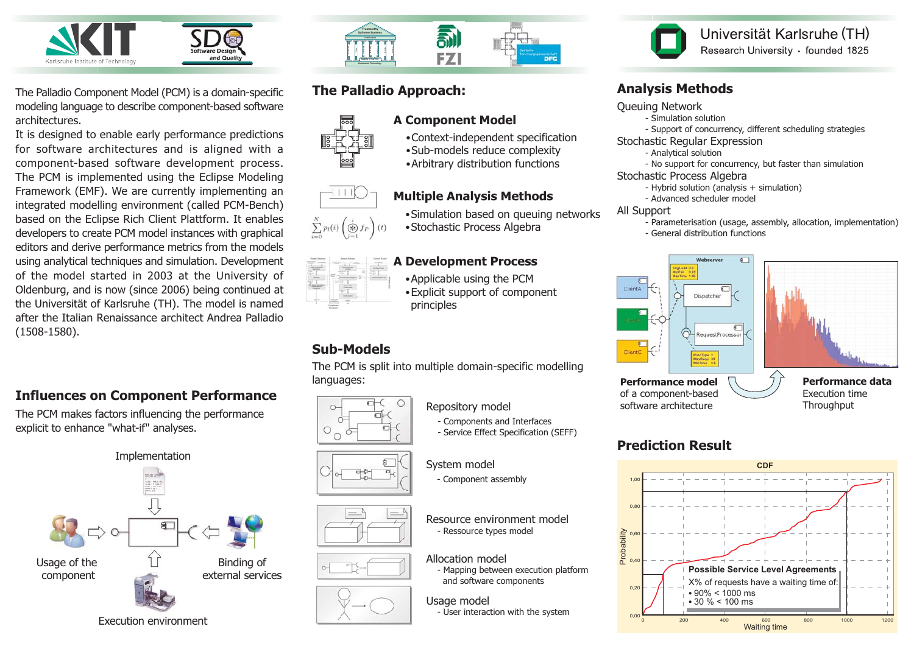The Palladio Component Model (PCM) is a domain-specific modeling language to describe component-based software architectures.
It is designed to enable early performance predictions for software architectures and is aligned with a component-based software development process. The PCM is implemented using the Eclipse Modeling Framework (EMF). We are currently implementing an integrated modelling environment (called PCM-Bench) based on the Eclipse Rich Client Plattform. It enables developers to create PCM model instances with graphical editors and derive performance metrics from the models using analytical techniques and simulation. Development of the model started in 2003 at the University of Oldenburg, and is now (since 2006) being continued at the Universität of Karlsruhe (TH). The model is named after the Italian Renaissance architect Andrea Palladio (1508-1580).

## Influences on Component Performance

The PCM makes factors influencing the performance explicit to enhance "what-if" analyses.

Implementation

Usage of the component

Binding of external services

Execution environment

## The Palladio Approach:

### A Component Model

- Context-independent specification
- Sub-models reduce complexity
- Arbitrary distribution functions

### Multiple Analysis Methods

$$\sum_{i=0}^{N} p_I(i) \left( \circledast_{j=1}^{i} f_P \right)(t)$$

- Simulation based on queuing networks
- Stochastic Process Algebra

### A Development Process

- Applicable using the PCM
- Explicit support of component principles

## Sub-Models

The PCM is split into multiple domain-specific modelling languages:

Repository model
- Components and Interfaces
- Service Effect Specification (SEFF)

System model
- Component assembly

Resource environment model
- Ressource types model

Allocation model
- Mapping between execution platform and software components

Usage model
- User interaction with the system

## Analysis Methods

Queuing Network
- Simulation solution
- Support of concurrency, different scheduling strategies

Stochastic Regular Expression
- Analytical solution
- No support for concurrency, but faster than simulation

Stochastic Process Algebra
- Hybrid solution (analysis + simulation)
- Advanced scheduler model

All Support
- Parameterisation (usage, assembly, allocation, implementation)
- General distribution functions

**Performance model** of a component-based software architecture

**Performance data**
Execution time
Throughput

## Prediction Result

**Possible Service Level Agreements**

X% of requests have a waiting time of:
- 90% < 1000 ms
- 30 % < 100 ms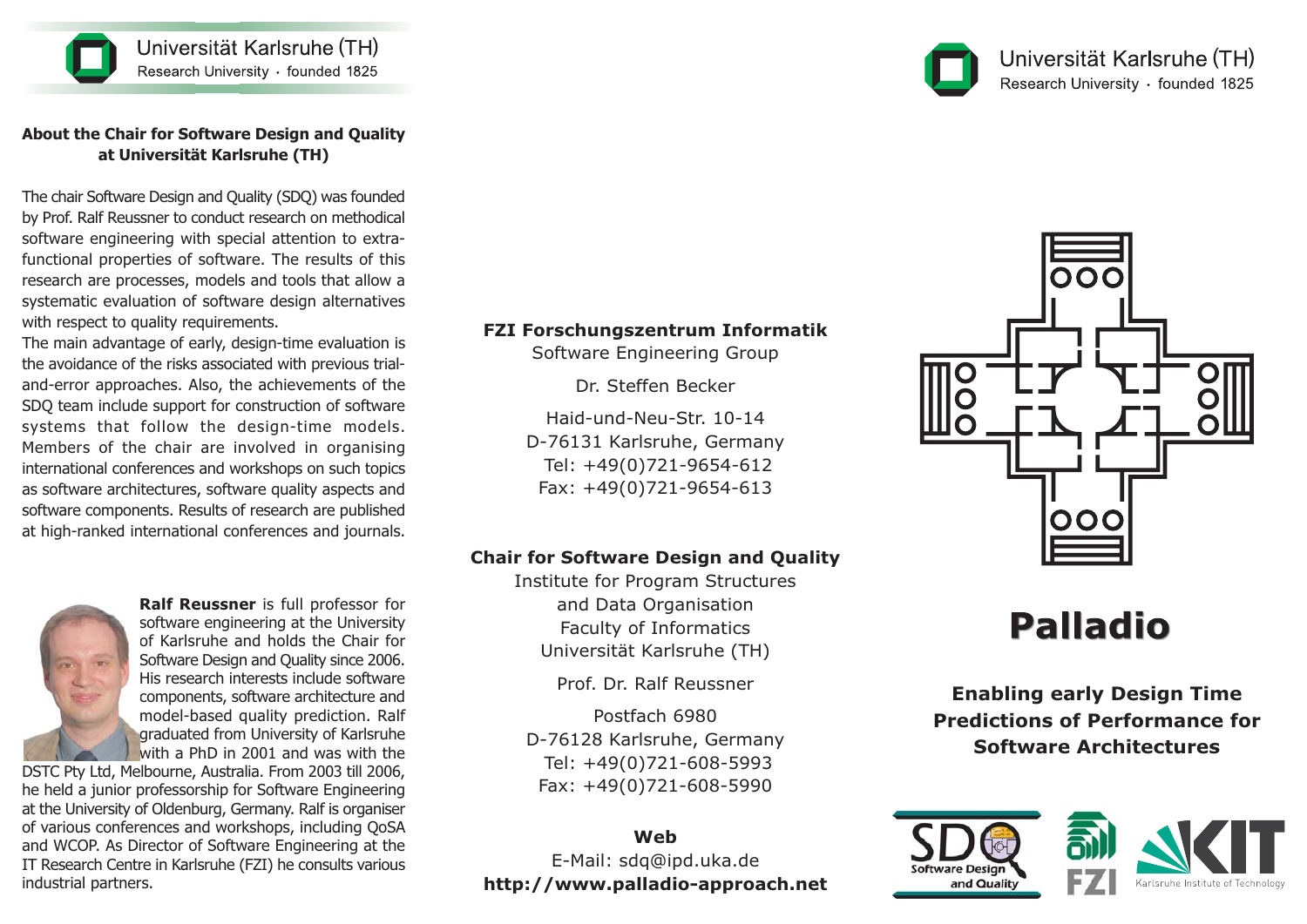Universität Karlsruhe (TH)
Research University · founded 1825

### About the Chair for Software Design and Quality at Universität Karlsruhe (TH)

The chair Software Design and Quality (SDQ) was founded by Prof. Ralf Reussner to conduct research on methodical software engineering with special attention to extra-functional properties of software. The results of this research are processes, models and tools that allow a systematic evaluation of software design alternatives with respect to quality requirements.

The main advantage of early, design-time evaluation is the avoidance of the risks associated with previous trial-and-error approaches. Also, the achievements of the SDQ team include support for construction of software systems that follow the design-time models. Members of the chair are involved in organising international conferences and workshops on such topics as software architectures, software quality aspects and software components. Results of research are published at high-ranked international conferences and journals.

**Ralf Reussner** is full professor for software engineering at the University of Karlsruhe and holds the Chair for Software Design and Quality since 2006. His research interests include software components, software architecture and model-based quality prediction. Ralf graduated from University of Karlsruhe with a PhD in 2001 and was with the DSTC Pty Ltd, Melbourne, Australia. From 2003 till 2006, he held a junior professorship for Software Engineering at the University of Oldenburg, Germany. Ralf is organiser of various conferences and workshops, including QoSA and WCOP. As Director of Software Engineering at the IT Research Centre in Karlsruhe (FZI) he consults various industrial partners.

**FZI Forschungszentrum Informatik**
Software Engineering Group

Dr. Steffen Becker

Haid-und-Neu-Str. 10-14
D-76131 Karlsruhe, Germany
Tel: +49(0)721-9654-612
Fax: +49(0)721-9654-613

**Chair for Software Design and Quality**
Institute for Program Structures
and Data Organisation
Faculty of Informatics
Universität Karlsruhe (TH)

Prof. Dr. Ralf Reussner

Postfach 6980
D-76128 Karlsruhe, Germany
Tel: +49(0)721-608-5993
Fax: +49(0)721-608-5990

**Web**
E-Mail: sdq@ipd.uka.de
**http://www.palladio-approach.net**

Universität Karlsruhe (TH)
Research University · founded 1825

# Palladio

**Enabling early Design Time Predictions of Performance for Software Architectures**

SDQ Software Design and Quality
FZI
KIT Karlsruhe Institute of Technology